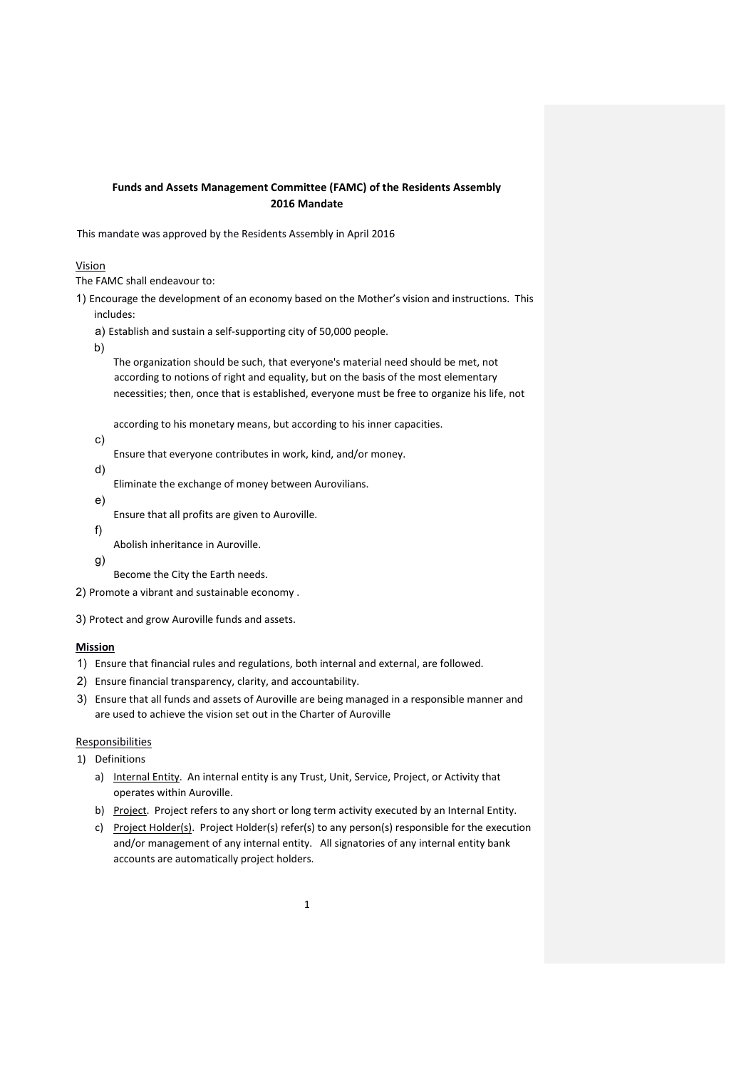**Funds and Assets Management Committee (FAMC) of the Residents Assembly**
**2016 Mandate**

This mandate was approved by the Residents Assembly in April 2016

Vision

The FAMC shall endeavour to:

1) Encourage the development of an economy based on the Mother's vision and instructions. This includes:
   a) Establish and sustain a self-supporting city of 50,000 people.
   b) The organization should be such, that everyone's material need should be met, not according to notions of right and equality, but on the basis of the most elementary necessities; then, once that is established, everyone must be free to organize his life, not according to his monetary means, but according to his inner capacities.
   c) Ensure that everyone contributes in work, kind, and/or money.
   d) Eliminate the exchange of money between Aurovilians.
   e) Ensure that all profits are given to Auroville.
   f) Abolish inheritance in Auroville.
   g) Become the City the Earth needs.
2) Promote a vibrant and sustainable economy .
3) Protect and grow Auroville funds and assets.

**Mission**

1) Ensure that financial rules and regulations, both internal and external, are followed.
2) Ensure financial transparency, clarity, and accountability.
3) Ensure that all funds and assets of Auroville are being managed in a responsible manner and are used to achieve the vision set out in the Charter of Auroville

Responsibilities

1) Definitions
   a) Internal Entity. An internal entity is any Trust, Unit, Service, Project, or Activity that operates within Auroville.
   b) Project. Project refers to any short or long term activity executed by an Internal Entity.
   c) Project Holder(s). Project Holder(s) refer(s) to any person(s) responsible for the execution and/or management of any internal entity. All signatories of any internal entity bank accounts are automatically project holders.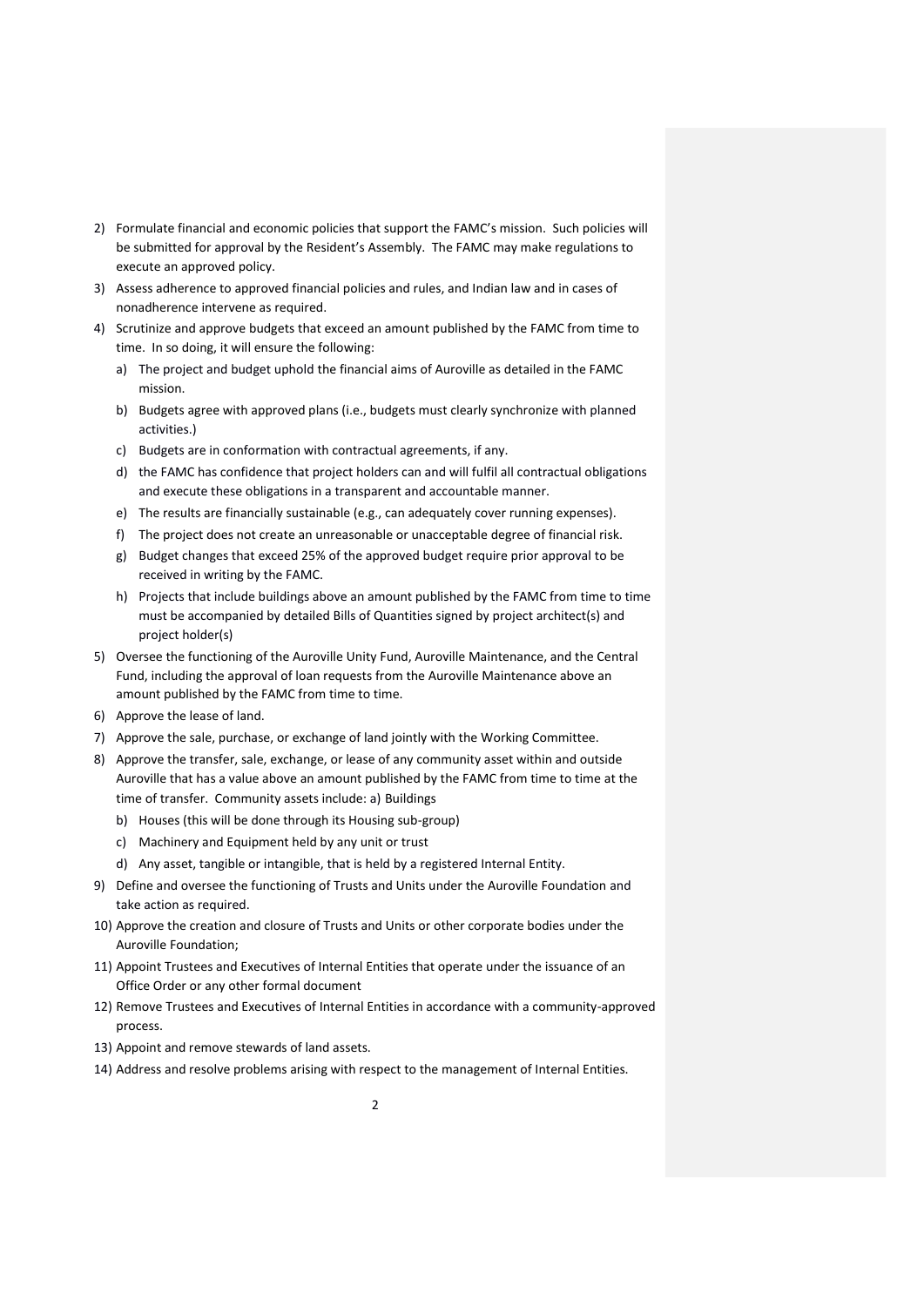2) Formulate financial and economic policies that support the FAMC's mission. Such policies will be submitted for approval by the Resident's Assembly. The FAMC may make regulations to execute an approved policy.
3) Assess adherence to approved financial policies and rules, and Indian law and in cases of nonadherence intervene as required.
4) Scrutinize and approve budgets that exceed an amount published by the FAMC from time to time. In so doing, it will ensure the following:
   a) The project and budget uphold the financial aims of Auroville as detailed in the FAMC mission.
   b) Budgets agree with approved plans (i.e., budgets must clearly synchronize with planned activities.)
   c) Budgets are in conformation with contractual agreements, if any.
   d) the FAMC has confidence that project holders can and will fulfil all contractual obligations and execute these obligations in a transparent and accountable manner.
   e) The results are financially sustainable (e.g., can adequately cover running expenses).
   f) The project does not create an unreasonable or unacceptable degree of financial risk.
   g) Budget changes that exceed 25% of the approved budget require prior approval to be received in writing by the FAMC.
   h) Projects that include buildings above an amount published by the FAMC from time to time must be accompanied by detailed Bills of Quantities signed by project architect(s) and project holder(s)
5) Oversee the functioning of the Auroville Unity Fund, Auroville Maintenance, and the Central Fund, including the approval of loan requests from the Auroville Maintenance above an amount published by the FAMC from time to time.
6) Approve the lease of land.
7) Approve the sale, purchase, or exchange of land jointly with the Working Committee.
8) Approve the transfer, sale, exchange, or lease of any community asset within and outside Auroville that has a value above an amount published by the FAMC from time to time at the time of transfer. Community assets include: a) Buildings
   b) Houses (this will be done through its Housing sub-group)
   c) Machinery and Equipment held by any unit or trust
   d) Any asset, tangible or intangible, that is held by a registered Internal Entity.
9) Define and oversee the functioning of Trusts and Units under the Auroville Foundation and take action as required.
10) Approve the creation and closure of Trusts and Units or other corporate bodies under the Auroville Foundation;
11) Appoint Trustees and Executives of Internal Entities that operate under the issuance of an Office Order or any other formal document
12) Remove Trustees and Executives of Internal Entities in accordance with a community-approved process.
13) Appoint and remove stewards of land assets.
14) Address and resolve problems arising with respect to the management of Internal Entities.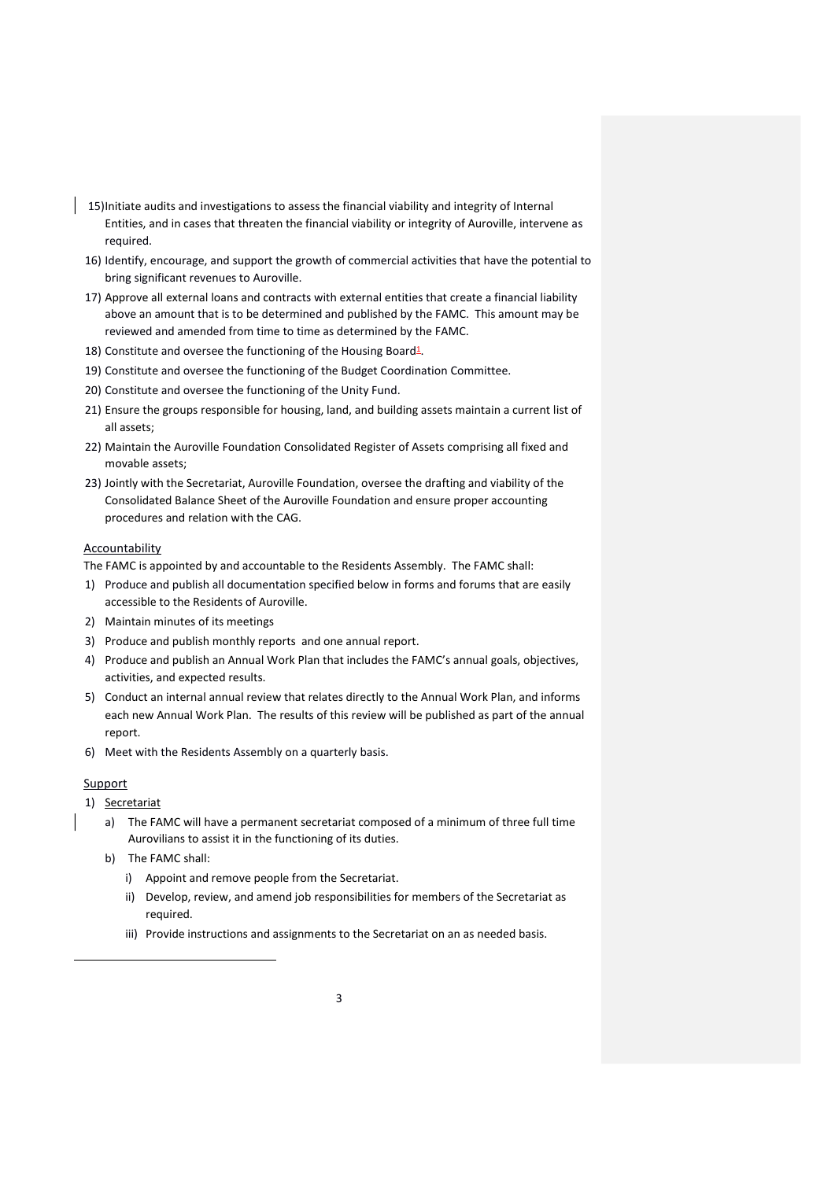15) Initiate audits and investigations to assess the financial viability and integrity of Internal Entities, and in cases that threaten the financial viability or integrity of Auroville, intervene as required.
16) Identify, encourage, and support the growth of commercial activities that have the potential to bring significant revenues to Auroville.
17) Approve all external loans and contracts with external entities that create a financial liability above an amount that is to be determined and published by the FAMC. This amount may be reviewed and amended from time to time as determined by the FAMC.
18) Constitute and oversee the functioning of the Housing Board[1].
19) Constitute and oversee the functioning of the Budget Coordination Committee.
20) Constitute and oversee the functioning of the Unity Fund.
21) Ensure the groups responsible for housing, land, and building assets maintain a current list of all assets;
22) Maintain the Auroville Foundation Consolidated Register of Assets comprising all fixed and movable assets;
23) Jointly with the Secretariat, Auroville Foundation, oversee the drafting and viability of the Consolidated Balance Sheet of the Auroville Foundation and ensure proper accounting procedures and relation with the CAG.

<u>Accountability</u>

The FAMC is appointed by and accountable to the Residents Assembly. The FAMC shall:

1) Produce and publish all documentation specified below in forms and forums that are easily accessible to the Residents of Auroville.
2) Maintain minutes of its meetings
3) Produce and publish monthly reports and one annual report.
4) Produce and publish an Annual Work Plan that includes the FAMC's annual goals, objectives, activities, and expected results.
5) Conduct an internal annual review that relates directly to the Annual Work Plan, and informs each new Annual Work Plan. The results of this review will be published as part of the annual report.
6) Meet with the Residents Assembly on a quarterly basis.

<u>Support</u>

1) <u>Secretariat</u>
   a) The FAMC will have a permanent secretariat composed of a minimum of three full time Aurovilians to assist it in the functioning of its duties.
   b) The FAMC shall:
      i) Appoint and remove people from the Secretariat.
      ii) Develop, review, and amend job responsibilities for members of the Secretariat as required.
      iii) Provide instructions and assignments to the Secretariat on an as needed basis.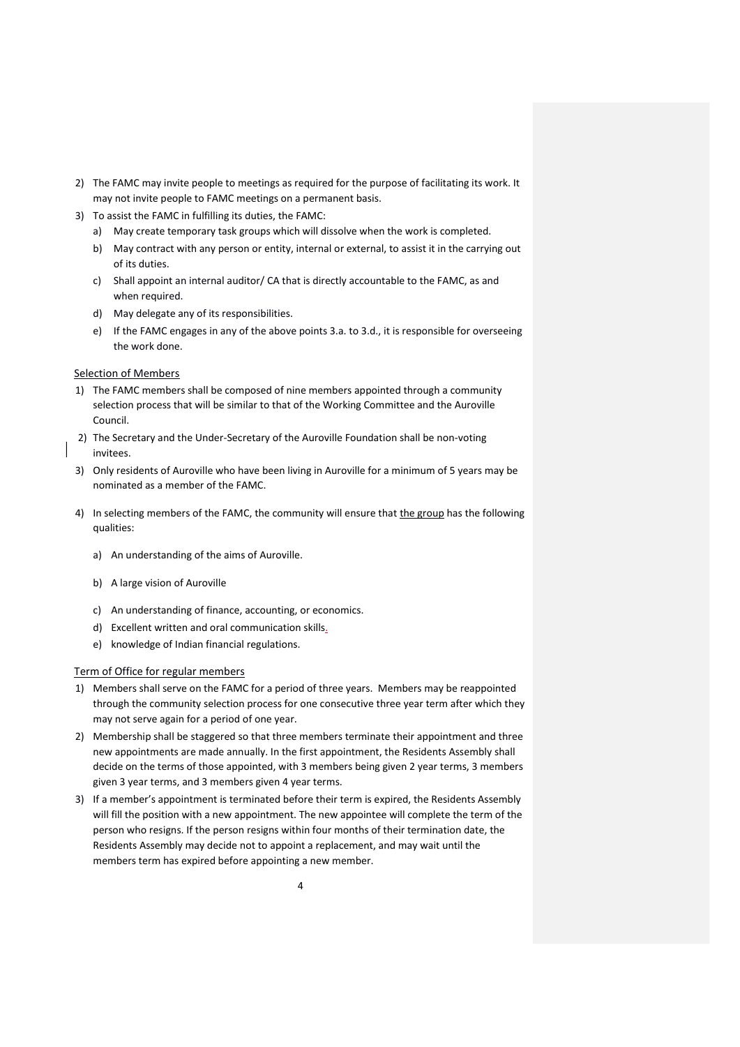2) The FAMC may invite people to meetings as required for the purpose of facilitating its work. It may not invite people to FAMC meetings on a permanent basis.
3) To assist the FAMC in fulfilling its duties, the FAMC:
   a) May create temporary task groups which will dissolve when the work is completed.
   b) May contract with any person or entity, internal or external, to assist it in the carrying out of its duties.
   c) Shall appoint an internal auditor/ CA that is directly accountable to the FAMC, as and when required.
   d) May delegate any of its responsibilities.
   e) If the FAMC engages in any of the above points 3.a. to 3.d., it is responsible for overseeing the work done.

<u>Selection of Members</u>

1) The FAMC members shall be composed of nine members appointed through a community selection process that will be similar to that of the Working Committee and the Auroville Council.
2) The Secretary and the Under-Secretary of the Auroville Foundation shall be non-voting invitees.
3) Only residents of Auroville who have been living in Auroville for a minimum of 5 years may be nominated as a member of the FAMC.
4) In selecting members of the FAMC, the community will ensure that <u>the group</u> has the following qualities:
   a) An understanding of the aims of Auroville.
   b) A large vision of Auroville
   c) An understanding of finance, accounting, or economics.
   d) Excellent written and oral communication skills.
   e) knowledge of Indian financial regulations.

<u>Term of Office for regular members</u>

1) Members shall serve on the FAMC for a period of three years. Members may be reappointed through the community selection process for one consecutive three year term after which they may not serve again for a period of one year.
2) Membership shall be staggered so that three members terminate their appointment and three new appointments are made annually. In the first appointment, the Residents Assembly shall decide on the terms of those appointed, with 3 members being given 2 year terms, 3 members given 3 year terms, and 3 members given 4 year terms.
3) If a member's appointment is terminated before their term is expired, the Residents Assembly will fill the position with a new appointment. The new appointee will complete the term of the person who resigns. If the person resigns within four months of their termination date, the Residents Assembly may decide not to appoint a replacement, and may wait until the members term has expired before appointing a new member.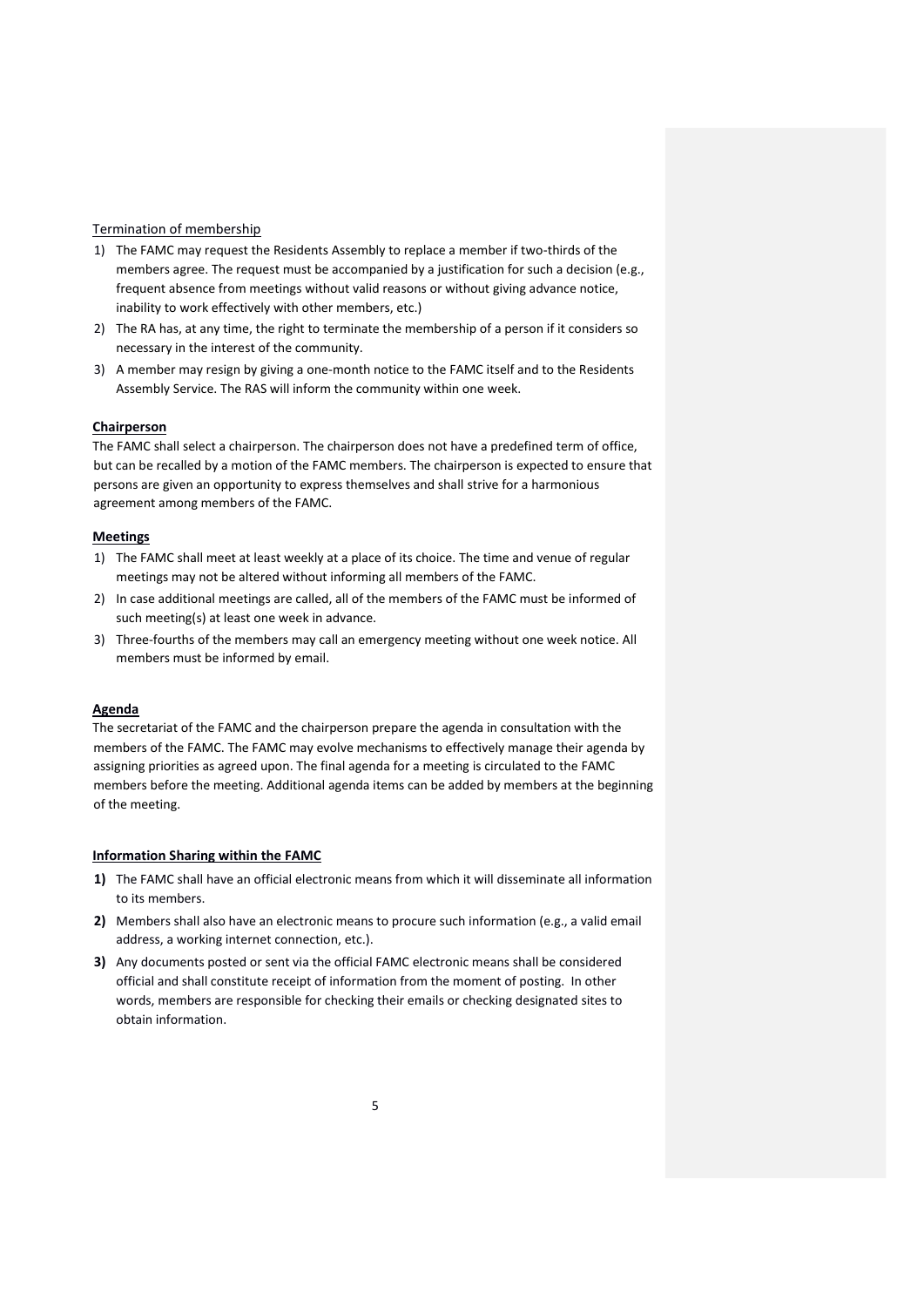Termination of membership

1) The FAMC may request the Residents Assembly to replace a member if two-thirds of the members agree. The request must be accompanied by a justification for such a decision (e.g., frequent absence from meetings without valid reasons or without giving advance notice, inability to work effectively with other members, etc.)
2) The RA has, at any time, the right to terminate the membership of a person if it considers so necessary in the interest of the community.
3) A member may resign by giving a one-month notice to the FAMC itself and to the Residents Assembly Service. The RAS will inform the community within one week.

**Chairperson**

The FAMC shall select a chairperson. The chairperson does not have a predefined term of office, but can be recalled by a motion of the FAMC members. The chairperson is expected to ensure that persons are given an opportunity to express themselves and shall strive for a harmonious agreement among members of the FAMC.

**Meetings**

1) The FAMC shall meet at least weekly at a place of its choice. The time and venue of regular meetings may not be altered without informing all members of the FAMC.
2) In case additional meetings are called, all of the members of the FAMC must be informed of such meeting(s) at least one week in advance.
3) Three-fourths of the members may call an emergency meeting without one week notice. All members must be informed by email.

**Agenda**

The secretariat of the FAMC and the chairperson prepare the agenda in consultation with the members of the FAMC. The FAMC may evolve mechanisms to effectively manage their agenda by assigning priorities as agreed upon. The final agenda for a meeting is circulated to the FAMC members before the meeting. Additional agenda items can be added by members at the beginning of the meeting.

**Information Sharing within the FAMC**

1) The FAMC shall have an official electronic means from which it will disseminate all information to its members.
2) Members shall also have an electronic means to procure such information (e.g., a valid email address, a working internet connection, etc.).
3) Any documents posted or sent via the official FAMC electronic means shall be considered official and shall constitute receipt of information from the moment of posting. In other words, members are responsible for checking their emails or checking designated sites to obtain information.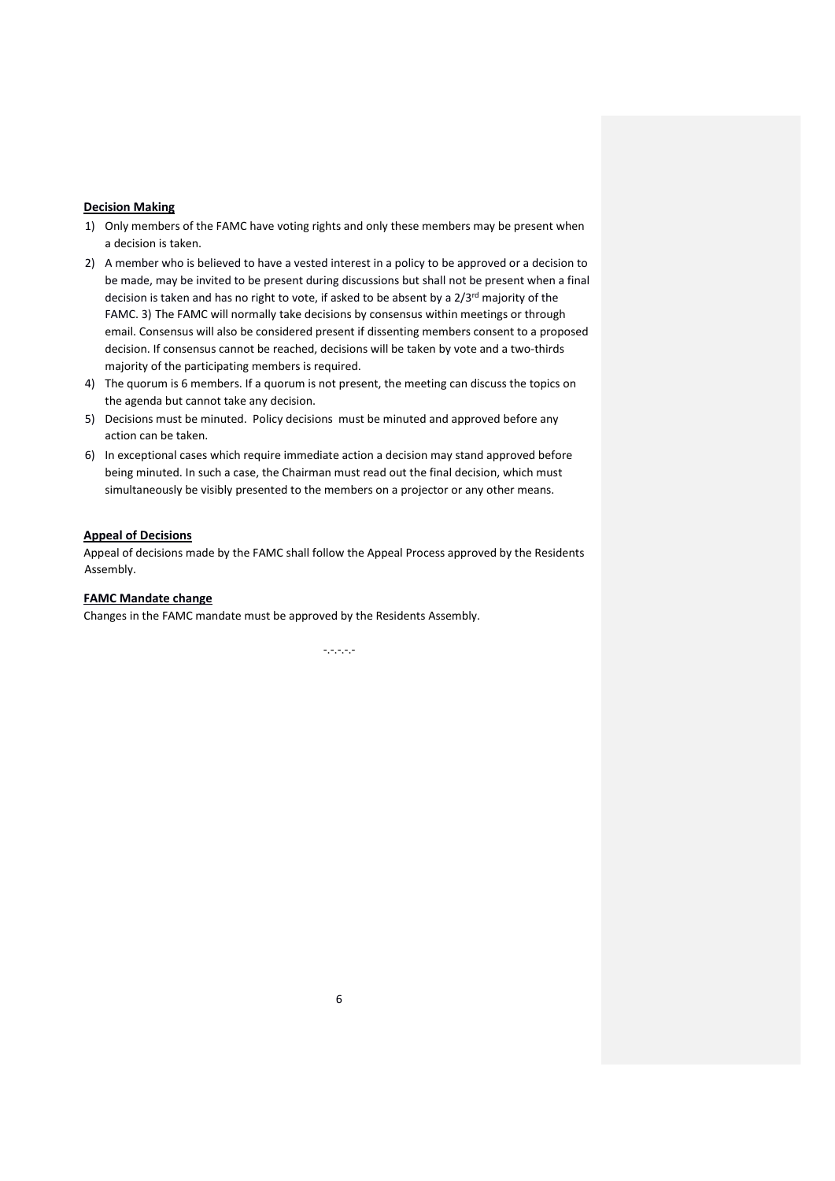**Decision Making**

1) Only members of the FAMC have voting rights and only these members may be present when a decision is taken.
2) A member who is believed to have a vested interest in a policy to be approved or a decision to be made, may be invited to be present during discussions but shall not be present when a final decision is taken and has no right to vote, if asked to be absent by a 2/3rd majority of the FAMC. 3) The FAMC will normally take decisions by consensus within meetings or through email. Consensus will also be considered present if dissenting members consent to a proposed decision. If consensus cannot be reached, decisions will be taken by vote and a two-thirds majority of the participating members is required.
4) The quorum is 6 members. If a quorum is not present, the meeting can discuss the topics on the agenda but cannot take any decision.
5) Decisions must be minuted. Policy decisions must be minuted and approved before any action can be taken.
6) In exceptional cases which require immediate action a decision may stand approved before being minuted. In such a case, the Chairman must read out the final decision, which must simultaneously be visibly presented to the members on a projector or any other means.

**Appeal of Decisions**

Appeal of decisions made by the FAMC shall follow the Appeal Process approved by the Residents Assembly.

**FAMC Mandate change**

Changes in the FAMC mandate must be approved by the Residents Assembly.

-.-.-.-.-